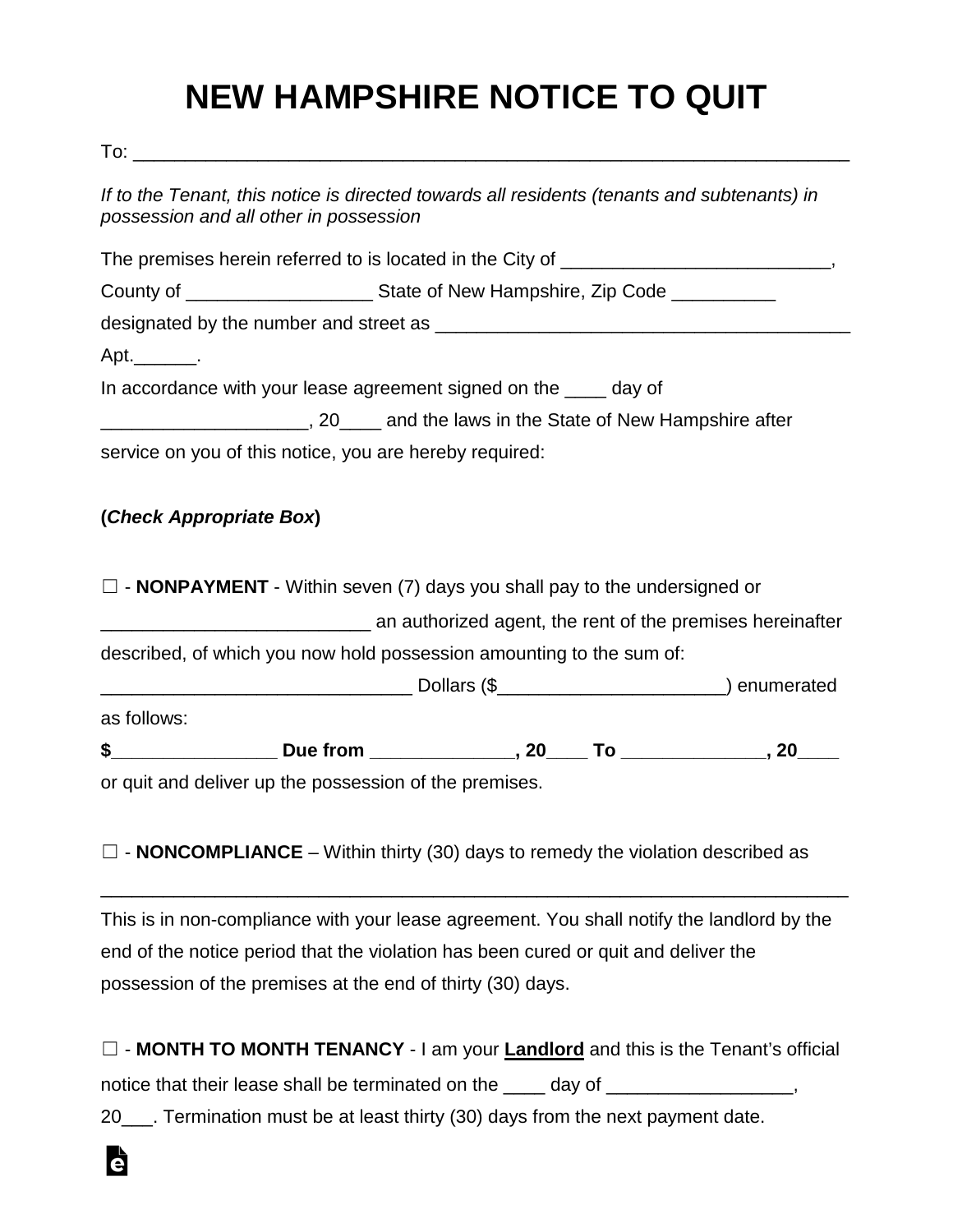# NEW HAMPSHIRE NOTICE TO QUIT

To: ___________________________________________________________________

*If to the Tenant, this notice is directed towards all residents (tenants and subtenants) in possession and all other in possession*

The premises herein referred to is located in the City of __________________________,
County of __________________ State of New Hampshire, Zip Code __________
designated by the number and street as _________________________________________
Apt.______.

In accordance with your lease agreement signed on the ____ day of
____________________, 20____ and the laws in the State of New Hampshire after service on you of this notice, you are hereby required:

**(*Check Appropriate Box*)**

☐ - **NONPAYMENT** - Within seven (7) days you shall pay to the undersigned or __________________________ an authorized agent, the rent of the premises hereinafter described, of which you now hold possession amounting to the sum of:
______________________________ Dollars ($______________________) enumerated as follows:

**$________________ Due from ______________, 20____ To ______________, 20____**

or quit and deliver up the possession of the premises.

☐ - **NONCOMPLIANCE** – Within thirty (30) days to remedy the violation described as

_________________________________________________________________________

This is in non-compliance with your lease agreement. You shall notify the landlord by the end of the notice period that the violation has been cured or quit and deliver the possession of the premises at the end of thirty (30) days.

☐ - **MONTH TO MONTH TENANCY** - I am your **Landlord** and this is the Tenant's official notice that their lease shall be terminated on the ____ day of __________________, 20___. Termination must be at least thirty (30) days from the next payment date.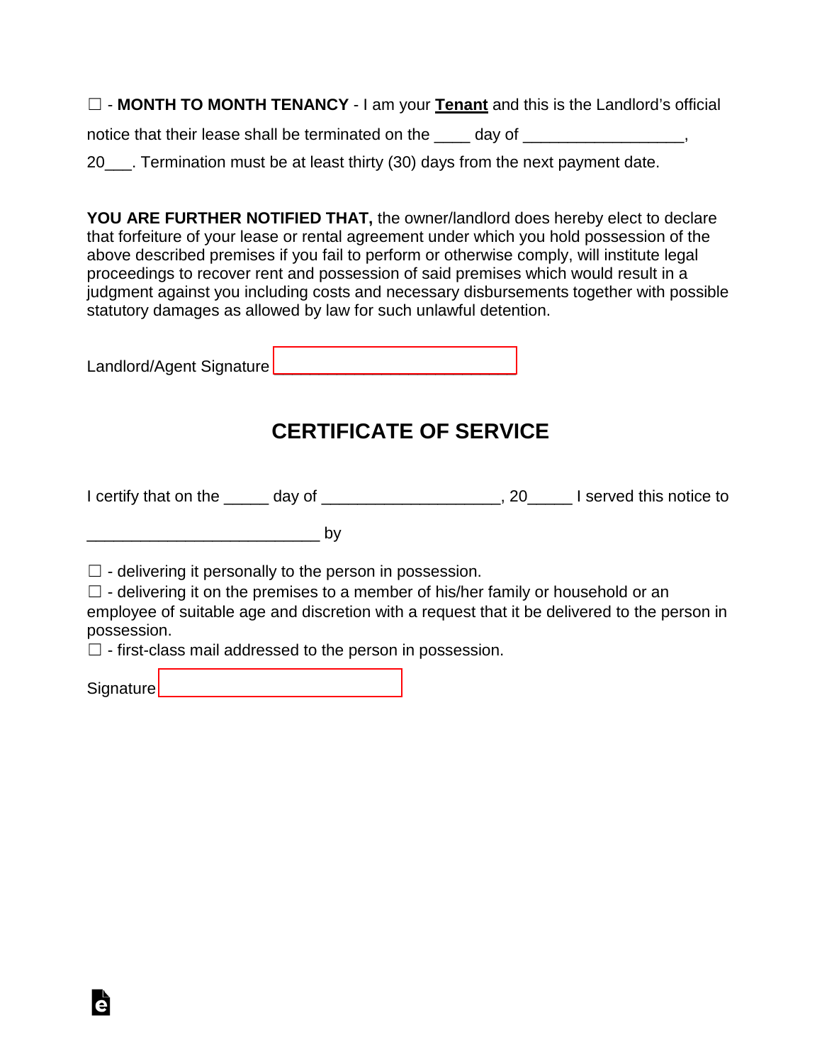☐ - **MONTH TO MONTH TENANCY** - I am your **Tenant** and this is the Landlord's official notice that their lease shall be terminated on the ____ day of __________________, 20___. Termination must be at least thirty (30) days from the next payment date.

**YOU ARE FURTHER NOTIFIED THAT,** the owner/landlord does hereby elect to declare that forfeiture of your lease or rental agreement under which you hold possession of the above described premises if you fail to perform or otherwise comply, will institute legal proceedings to recover rent and possession of said premises which would result in a judgment against you including costs and necessary disbursements together with possible statutory damages as allowed by law for such unlawful detention.

Landlord/Agent Signature ____________________________

## CERTIFICATE OF SERVICE

I certify that on the _____ day of ___________________, 20_____ I served this notice to

_________________________ by

☐ - delivering it personally to the person in possession.
☐ - delivering it on the premises to a member of his/her family or household or an employee of suitable age and discretion with a request that it be delivered to the person in possession.
☐ - first-class mail addressed to the person in possession.

Signature